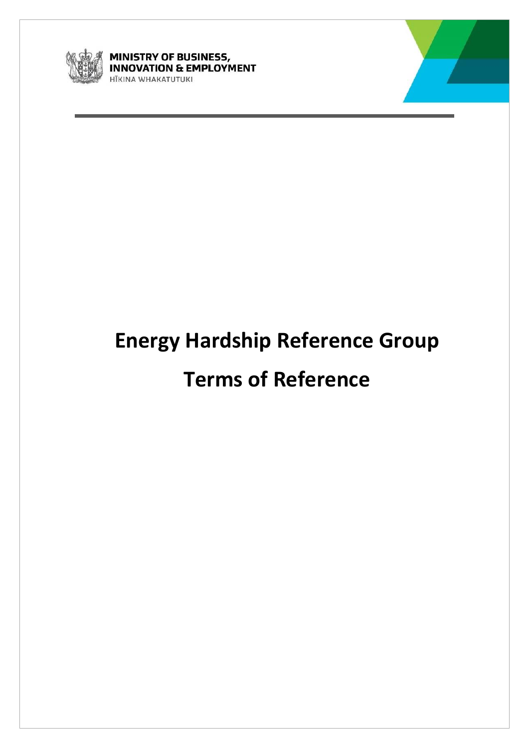MINISTRY OF BUSINESS, INNOVATION & EMPLOYMENT
HĪKINA WHAKATUTUKI

# Energy Hardship Reference Group

# Terms of Reference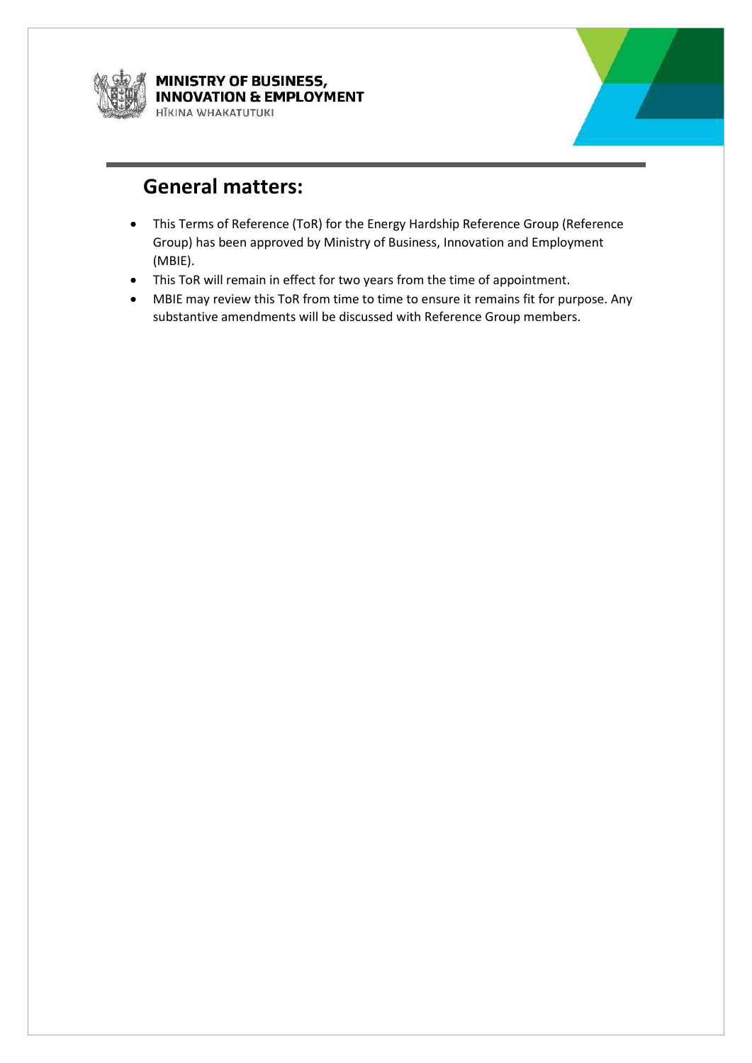## General matters:

- This Terms of Reference (ToR) for the Energy Hardship Reference Group (Reference Group) has been approved by Ministry of Business, Innovation and Employment (MBIE).
- This ToR will remain in effect for two years from the time of appointment.
- MBIE may review this ToR from time to time to ensure it remains fit for purpose. Any substantive amendments will be discussed with Reference Group members.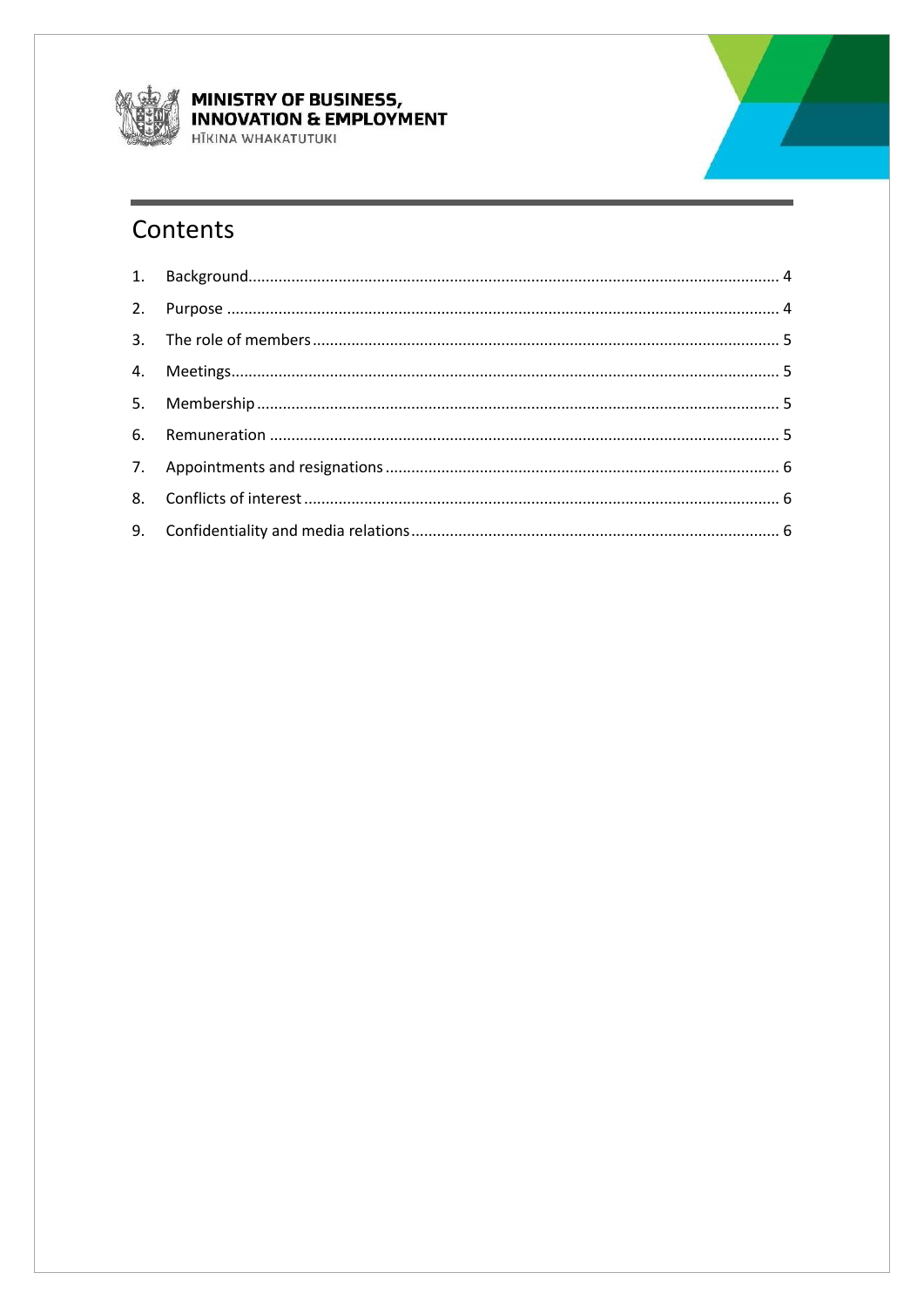## Contents

1. Background............................................................................................................ 4
2. Purpose ................................................................................................................ 4
3. The role of members ............................................................................................ 5
4. Meetings................................................................................................................ 5
5. Membership .......................................................................................................... 5
6. Remuneration ....................................................................................................... 5
7. Appointments and resignations ............................................................................ 6
8. Conflicts of interest .............................................................................................. 6
9. Confidentiality and media relations ...................................................................... 6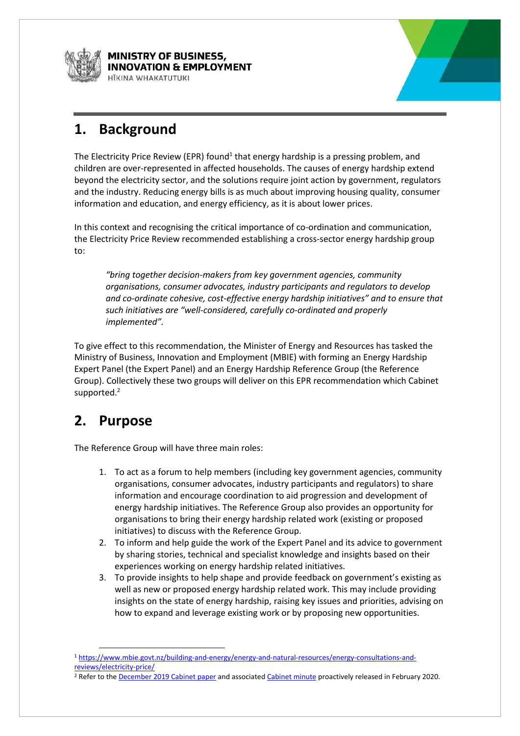## 1. Background

The Electricity Price Review (EPR) found[1] that energy hardship is a pressing problem, and children are over-represented in affected households. The causes of energy hardship extend beyond the electricity sector, and the solutions require joint action by government, regulators and the industry. Reducing energy bills is as much about improving housing quality, consumer information and education, and energy efficiency, as it is about lower prices.

In this context and recognising the critical importance of co-ordination and communication, the Electricity Price Review recommended establishing a cross-sector energy hardship group to:

> *"bring together decision-makers from key government agencies, community organisations, consumer advocates, industry participants and regulators to develop and co-ordinate cohesive, cost-effective energy hardship initiatives" and to ensure that such initiatives are "well-considered, carefully co-ordinated and properly implemented".*

To give effect to this recommendation, the Minister of Energy and Resources has tasked the Ministry of Business, Innovation and Employment (MBIE) with forming an Energy Hardship Expert Panel (the Expert Panel) and an Energy Hardship Reference Group (the Reference Group). Collectively these two groups will deliver on this EPR recommendation which Cabinet supported.[2]

## 2. Purpose

The Reference Group will have three main roles:

1. To act as a forum to help members (including key government agencies, community organisations, consumer advocates, industry participants and regulators) to share information and encourage coordination to aid progression and development of energy hardship initiatives. The Reference Group also provides an opportunity for organisations to bring their energy hardship related work (existing or proposed initiatives) to discuss with the Reference Group.
2. To inform and help guide the work of the Expert Panel and its advice to government by sharing stories, technical and specialist knowledge and insights based on their experiences working on energy hardship related initiatives.
3. To provide insights to help shape and provide feedback on government's existing as well as new or proposed energy hardship related work. This may include providing insights on the state of energy hardship, raising key issues and priorities, advising on how to expand and leverage existing work or by proposing new opportunities.

---

[1] https://www.mbie.govt.nz/building-and-energy/energy-and-natural-resources/energy-consultations-and-reviews/electricity-price/

[2] Refer to the December 2019 Cabinet paper and associated Cabinet minute proactively released in February 2020.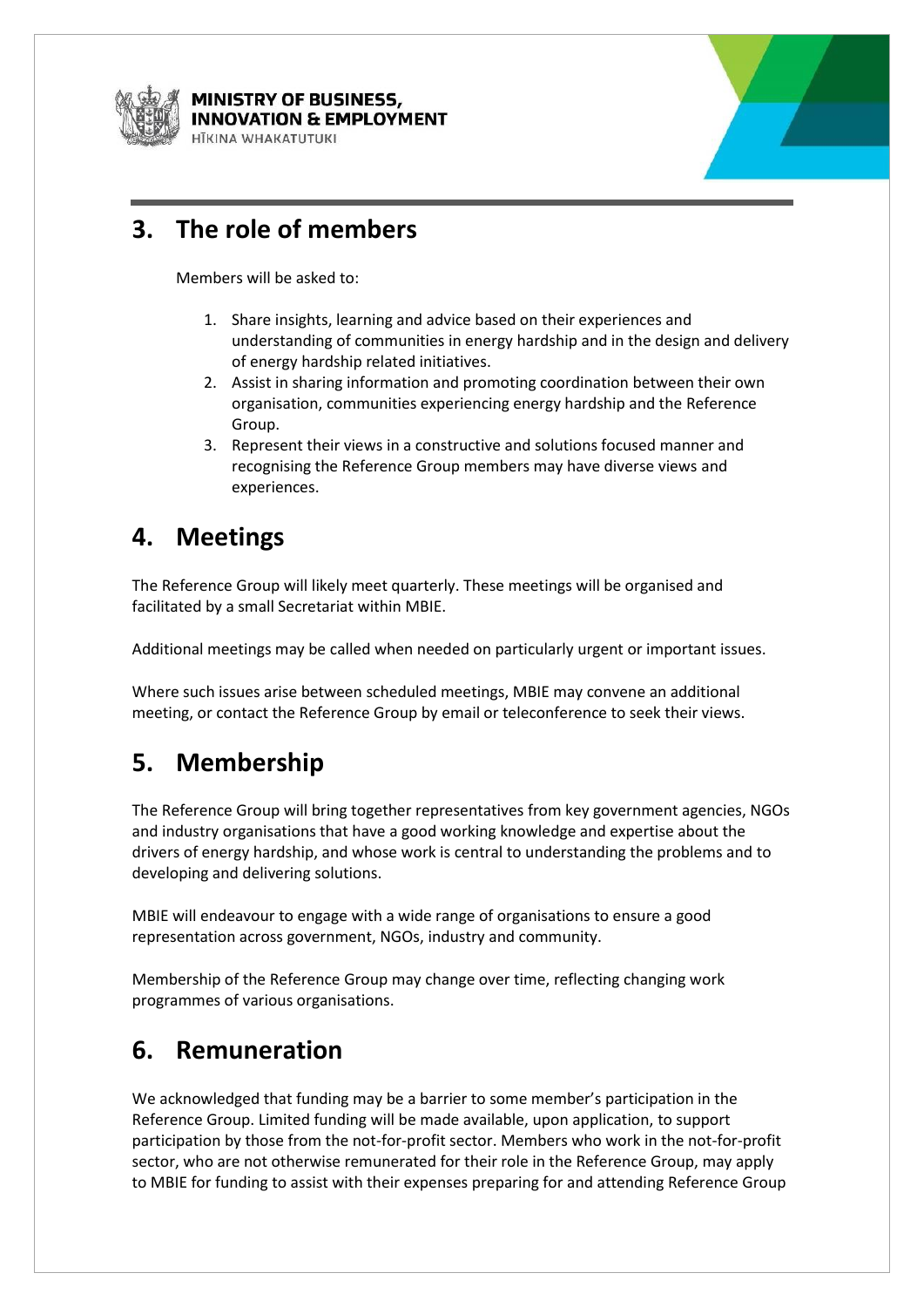## 3. The role of members

Members will be asked to:

1. Share insights, learning and advice based on their experiences and understanding of communities in energy hardship and in the design and delivery of energy hardship related initiatives.
2. Assist in sharing information and promoting coordination between their own organisation, communities experiencing energy hardship and the Reference Group.
3. Represent their views in a constructive and solutions focused manner and recognising the Reference Group members may have diverse views and experiences.

## 4. Meetings

The Reference Group will likely meet quarterly. These meetings will be organised and facilitated by a small Secretariat within MBIE.

Additional meetings may be called when needed on particularly urgent or important issues.

Where such issues arise between scheduled meetings, MBIE may convene an additional meeting, or contact the Reference Group by email or teleconference to seek their views.

## 5. Membership

The Reference Group will bring together representatives from key government agencies, NGOs and industry organisations that have a good working knowledge and expertise about the drivers of energy hardship, and whose work is central to understanding the problems and to developing and delivering solutions.

MBIE will endeavour to engage with a wide range of organisations to ensure a good representation across government, NGOs, industry and community.

Membership of the Reference Group may change over time, reflecting changing work programmes of various organisations.

## 6. Remuneration

We acknowledged that funding may be a barrier to some member's participation in the Reference Group. Limited funding will be made available, upon application, to support participation by those from the not-for-profit sector. Members who work in the not-for-profit sector, who are not otherwise remunerated for their role in the Reference Group, may apply to MBIE for funding to assist with their expenses preparing for and attending Reference Group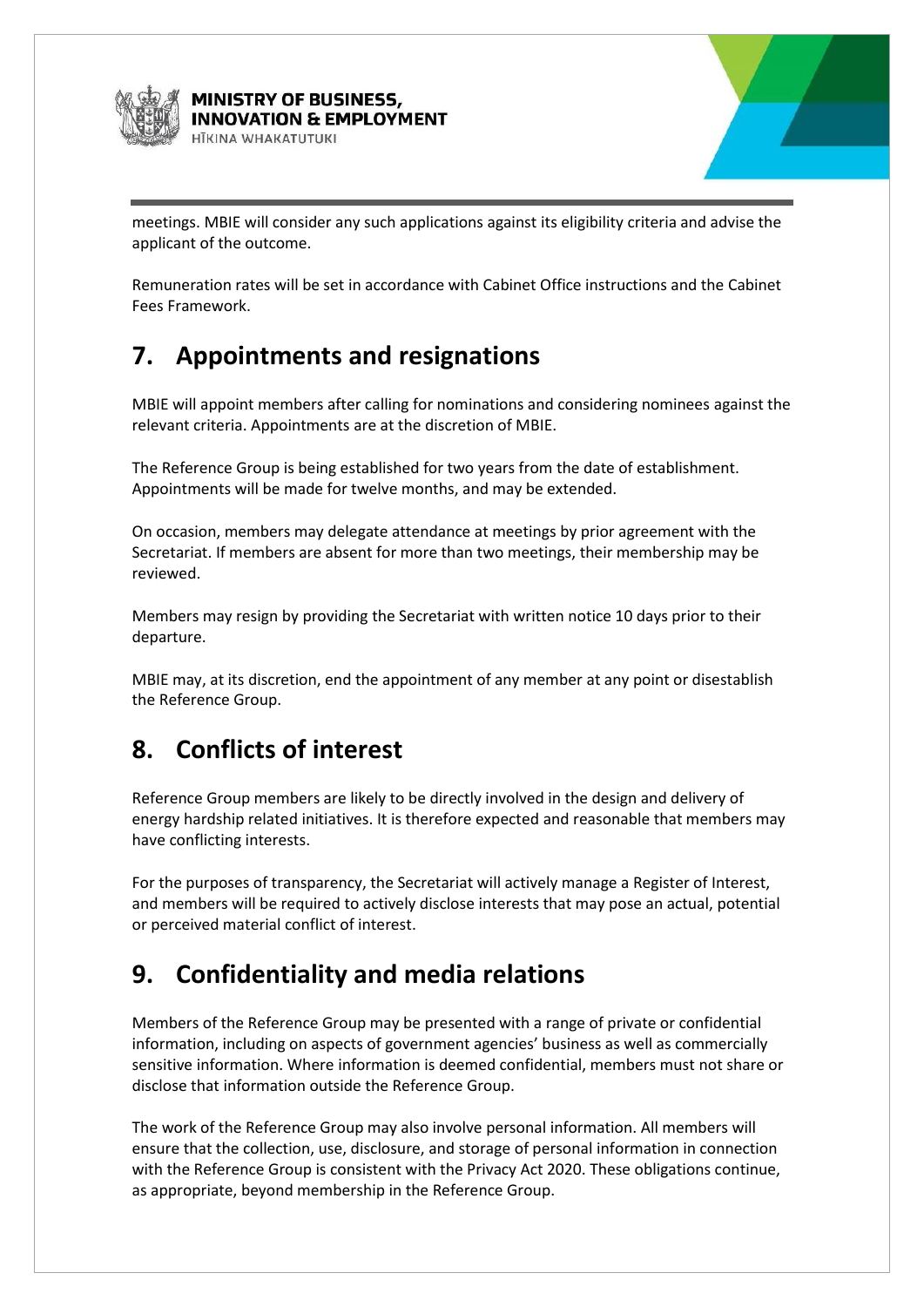meetings. MBIE will consider any such applications against its eligibility criteria and advise the applicant of the outcome.

Remuneration rates will be set in accordance with Cabinet Office instructions and the Cabinet Fees Framework.

## 7. Appointments and resignations

MBIE will appoint members after calling for nominations and considering nominees against the relevant criteria. Appointments are at the discretion of MBIE.

The Reference Group is being established for two years from the date of establishment. Appointments will be made for twelve months, and may be extended.

On occasion, members may delegate attendance at meetings by prior agreement with the Secretariat. If members are absent for more than two meetings, their membership may be reviewed.

Members may resign by providing the Secretariat with written notice 10 days prior to their departure.

MBIE may, at its discretion, end the appointment of any member at any point or disestablish the Reference Group.

## 8. Conflicts of interest

Reference Group members are likely to be directly involved in the design and delivery of energy hardship related initiatives. It is therefore expected and reasonable that members may have conflicting interests.

For the purposes of transparency, the Secretariat will actively manage a Register of Interest, and members will be required to actively disclose interests that may pose an actual, potential or perceived material conflict of interest.

## 9. Confidentiality and media relations

Members of the Reference Group may be presented with a range of private or confidential information, including on aspects of government agencies' business as well as commercially sensitive information. Where information is deemed confidential, members must not share or disclose that information outside the Reference Group.

The work of the Reference Group may also involve personal information. All members will ensure that the collection, use, disclosure, and storage of personal information in connection with the Reference Group is consistent with the Privacy Act 2020. These obligations continue, as appropriate, beyond membership in the Reference Group.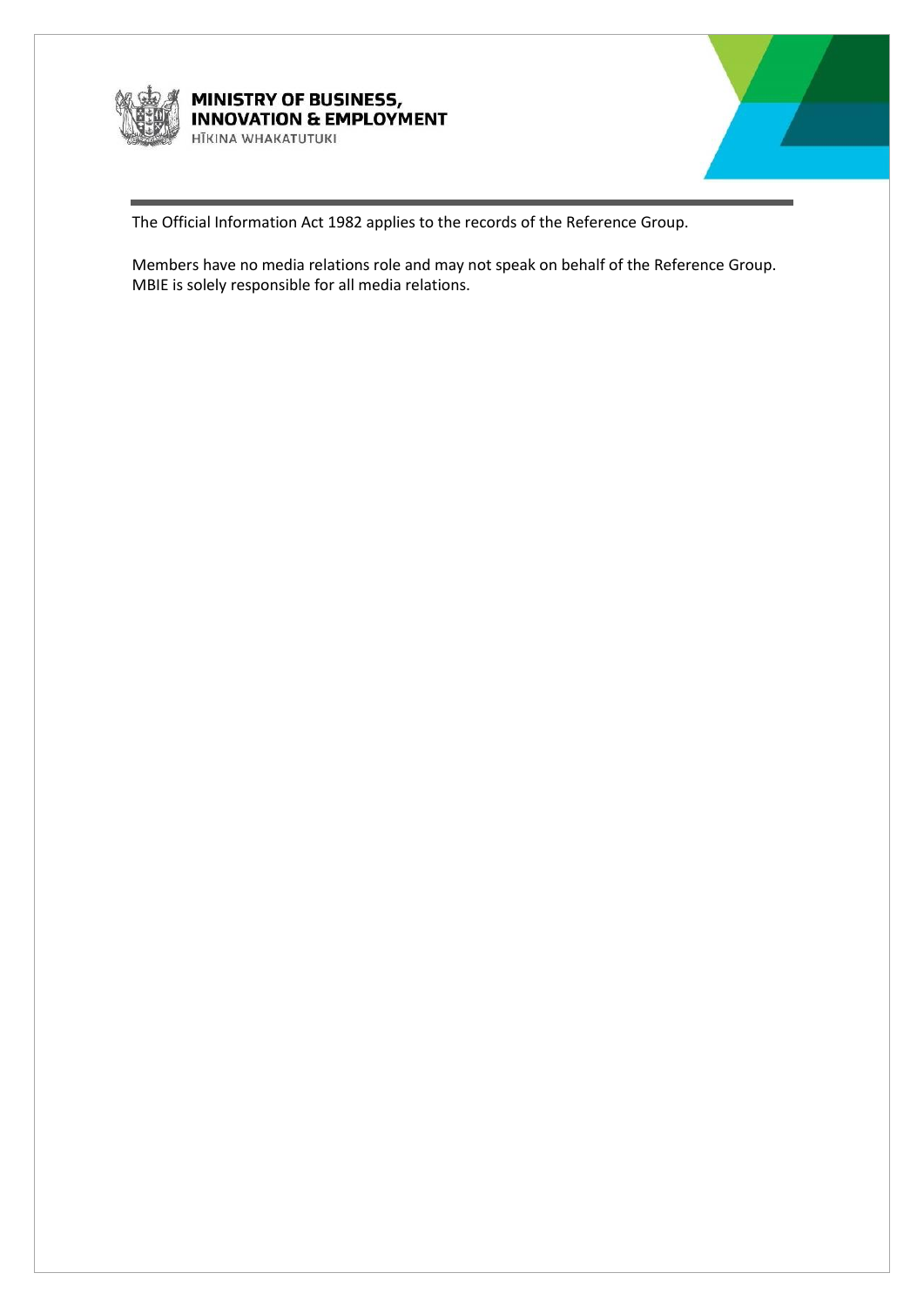The Official Information Act 1982 applies to the records of the Reference Group.

Members have no media relations role and may not speak on behalf of the Reference Group. MBIE is solely responsible for all media relations.